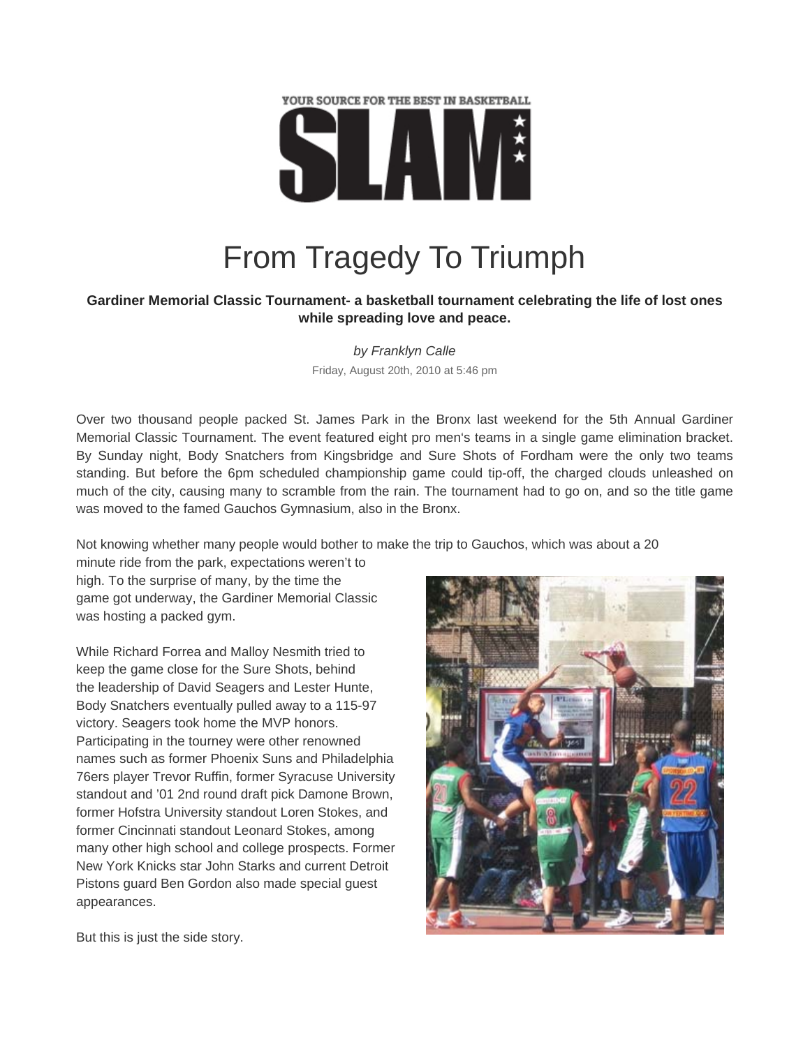YOUR SOURCE FOR THE BEST IN BASKETBALL

**SLAM**

# From Tragedy To Triumph

**Gardiner Memorial Classic Tournament- a basketball tournament celebrating the life of lost ones while spreading love and peace.**

*by Franklyn Calle*

Friday, August 20th, 2010 at 5:46 pm

Over two thousand people packed St. James Park in the Bronx last weekend for the 5th Annual Gardiner Memorial Classic Tournament. The event featured eight pro men's teams in a single game elimination bracket. By Sunday night, Body Snatchers from Kingsbridge and Sure Shots of Fordham were the only two teams standing. But before the 6pm scheduled championship game could tip-off, the charged clouds unleashed on much of the city, causing many to scramble from the rain. The tournament had to go on, and so the title game was moved to the famed Gauchos Gymnasium, also in the Bronx.

Not knowing whether many people would bother to make the trip to Gauchos, which was about a 20 minute ride from the park, expectations weren't to high. To the surprise of many, by the time the game got underway, the Gardiner Memorial Classic was hosting a packed gym.

While Richard Forrea and Malloy Nesmith tried to keep the game close for the Sure Shots, behind the leadership of David Seagers and Lester Hunte, Body Snatchers eventually pulled away to a 115-97 victory. Seagers took home the MVP honors. Participating in the tourney were other renowned names such as former Phoenix Suns and Philadelphia 76ers player Trevor Ruffin, former Syracuse University standout and '01 2nd round draft pick Damone Brown, former Hofstra University standout Loren Stokes, and former Cincinnati standout Leonard Stokes, among many other high school and college prospects. Former New York Knicks star John Starks and current Detroit Pistons guard Ben Gordon also made special guest appearances.

But this is just the side story.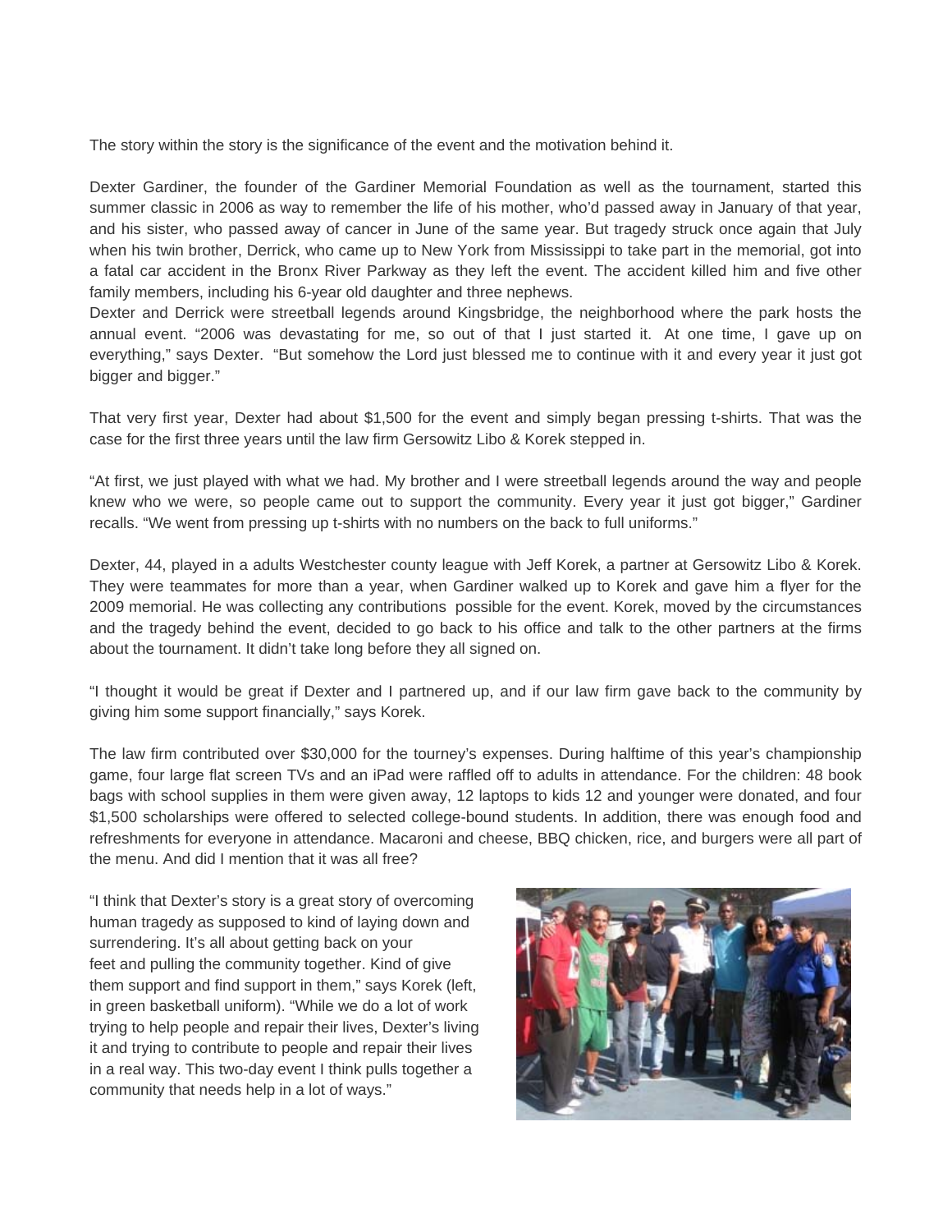The story within the story is the significance of the event and the motivation behind it.

Dexter Gardiner, the founder of the Gardiner Memorial Foundation as well as the tournament, started this summer classic in 2006 as way to remember the life of his mother, who'd passed away in January of that year, and his sister, who passed away of cancer in June of the same year. But tragedy struck once again that July when his twin brother, Derrick, who came up to New York from Mississippi to take part in the memorial, got into a fatal car accident in the Bronx River Parkway as they left the event. The accident killed him and five other family members, including his 6-year old daughter and three nephews.

Dexter and Derrick were streetball legends around Kingsbridge, the neighborhood where the park hosts the annual event. "2006 was devastating for me, so out of that I just started it. At one time, I gave up on everything," says Dexter. "But somehow the Lord just blessed me to continue with it and every year it just got bigger and bigger."

That very first year, Dexter had about $1,500 for the event and simply began pressing t-shirts. That was the case for the first three years until the law firm Gersowitz Libo & Korek stepped in.

"At first, we just played with what we had. My brother and I were streetball legends around the way and people knew who we were, so people came out to support the community. Every year it just got bigger," Gardiner recalls. "We went from pressing up t-shirts with no numbers on the back to full uniforms."

Dexter, 44, played in a adults Westchester county league with Jeff Korek, a partner at Gersowitz Libo & Korek. They were teammates for more than a year, when Gardiner walked up to Korek and gave him a flyer for the 2009 memorial. He was collecting any contributions possible for the event. Korek, moved by the circumstances and the tragedy behind the event, decided to go back to his office and talk to the other partners at the firms about the tournament. It didn't take long before they all signed on.

"I thought it would be great if Dexter and I partnered up, and if our law firm gave back to the community by giving him some support financially," says Korek.

The law firm contributed over $30,000 for the tourney's expenses. During halftime of this year's championship game, four large flat screen TVs and an iPad were raffled off to adults in attendance. For the children: 48 book bags with school supplies in them were given away, 12 laptops to kids 12 and younger were donated, and four $1,500 scholarships were offered to selected college-bound students. In addition, there was enough food and refreshments for everyone in attendance. Macaroni and cheese, BBQ chicken, rice, and burgers were all part of the menu. And did I mention that it was all free?

"I think that Dexter's story is a great story of overcoming human tragedy as supposed to kind of laying down and surrendering. It's all about getting back on your feet and pulling the community together. Kind of give them support and find support in them," says Korek (left, in green basketball uniform). "While we do a lot of work trying to help people and repair their lives, Dexter's living it and trying to contribute to people and repair their lives in a real way. This two-day event I think pulls together a community that needs help in a lot of ways."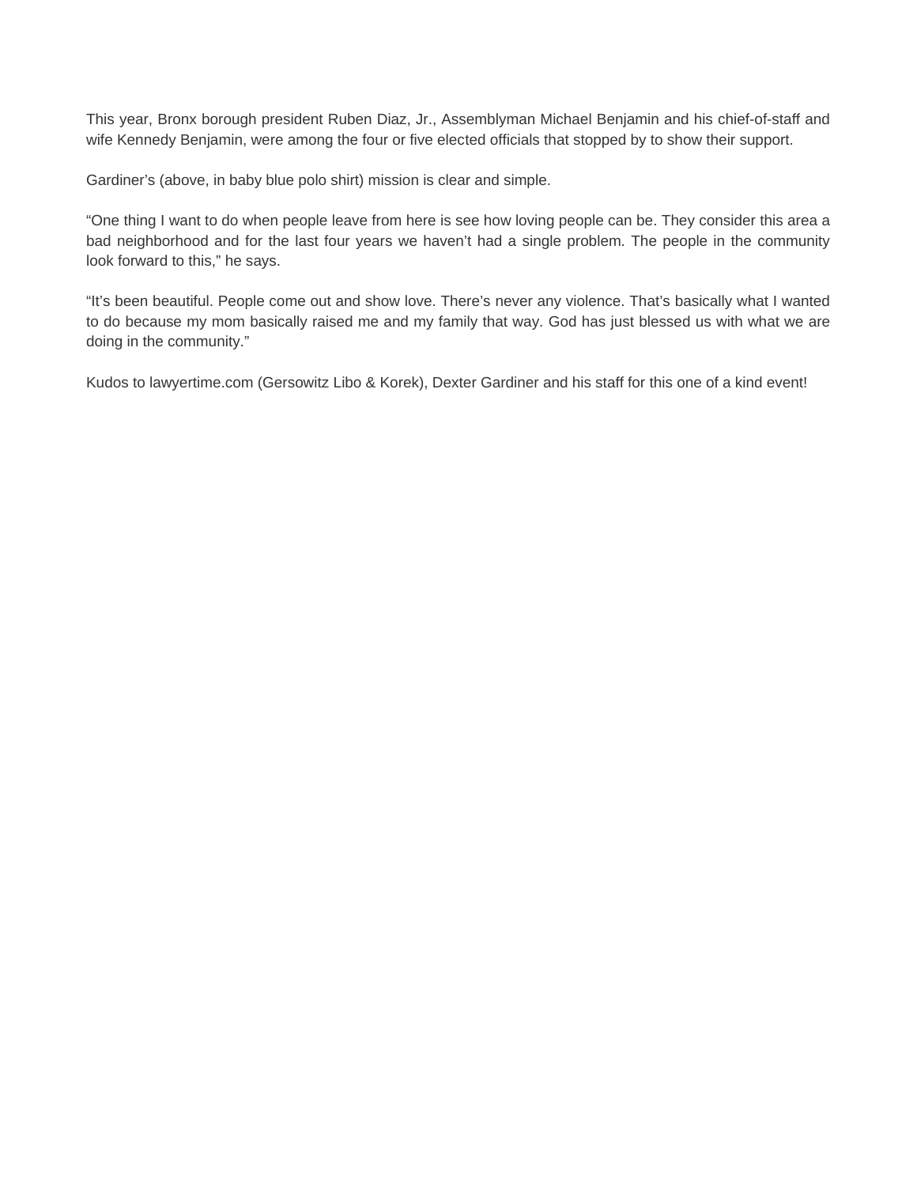This year, Bronx borough president Ruben Diaz, Jr., Assemblyman Michael Benjamin and his chief-of-staff and wife Kennedy Benjamin, were among the four or five elected officials that stopped by to show their support.

Gardiner's (above, in baby blue polo shirt) mission is clear and simple.

"One thing I want to do when people leave from here is see how loving people can be. They consider this area a bad neighborhood and for the last four years we haven't had a single problem. The people in the community look forward to this," he says.

"It's been beautiful. People come out and show love. There's never any violence. That's basically what I wanted to do because my mom basically raised me and my family that way. God has just blessed us with what we are doing in the community."

Kudos to lawyertime.com (Gersowitz Libo & Korek), Dexter Gardiner and his staff for this one of a kind event!